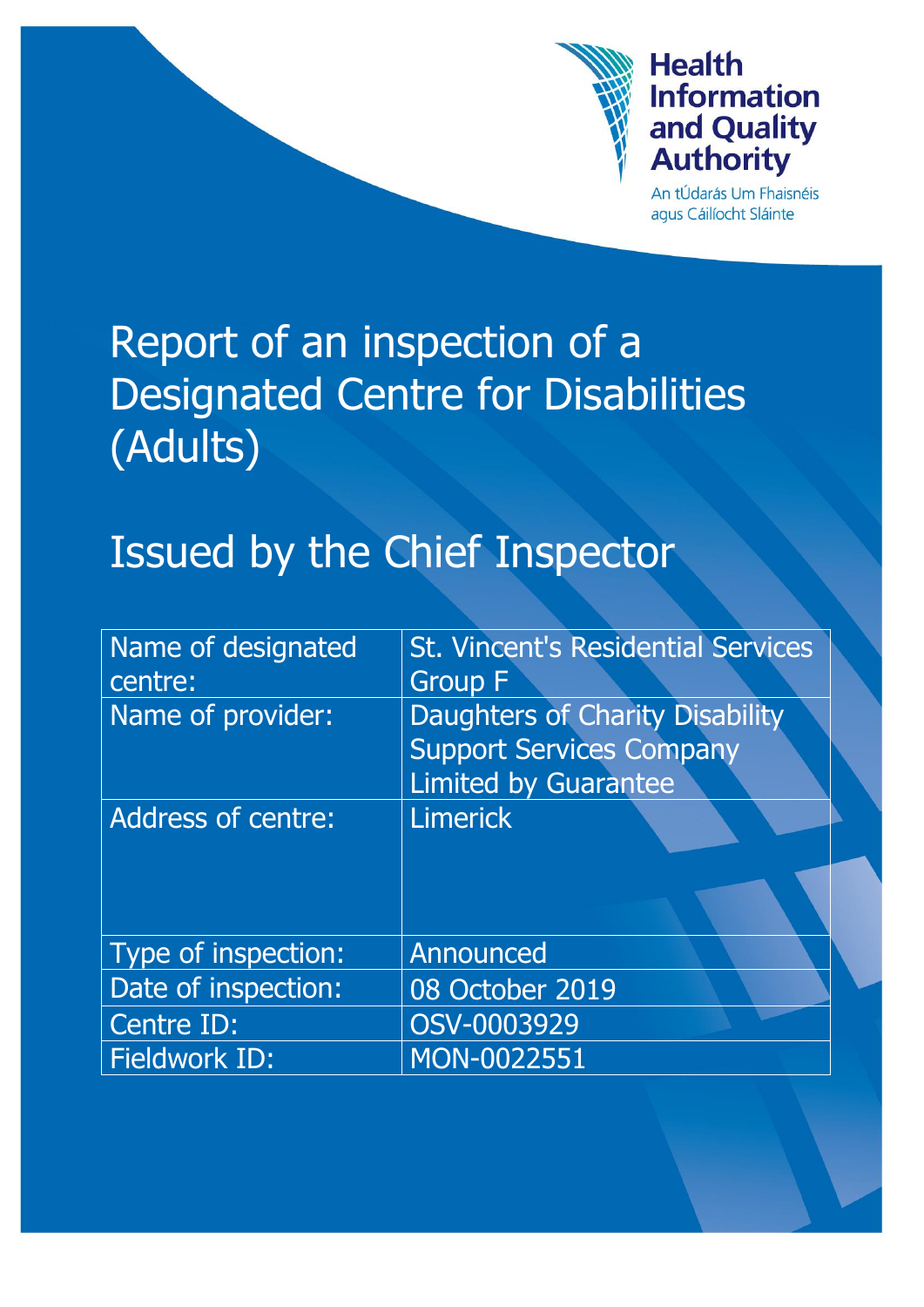Health Information and Quality Authority

An tÚdarás Um Fhaisnéis agus Cáilíocht Sláinte

# Report of an inspection of a Designated Centre for Disabilities (Adults)

# Issued by the Chief Inspector

| Name of designated centre: | St. Vincent's Residential Services Group F |
|---|---|
| Name of provider: | Daughters of Charity Disability Support Services Company Limited by Guarantee |
| Address of centre: | Limerick |
| Type of inspection: | Announced |
| Date of inspection: | 08 October 2019 |
| Centre ID: | OSV-0003929 |
| Fieldwork ID: | MON-0022551 |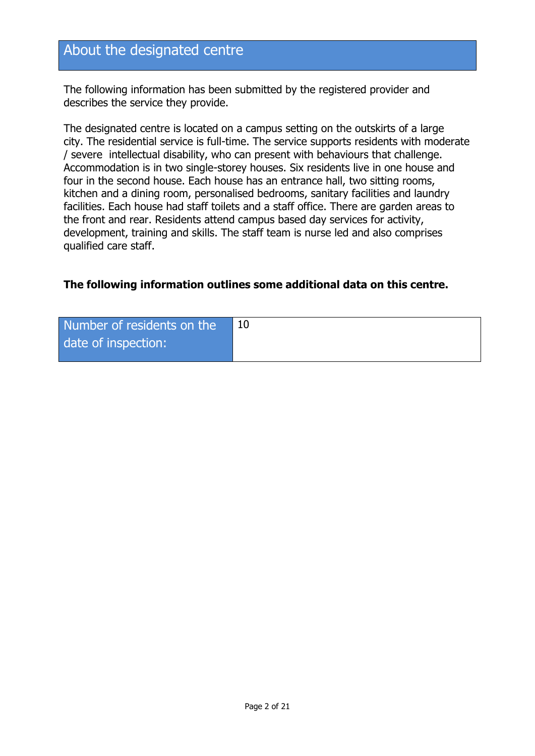## About the designated centre

The following information has been submitted by the registered provider and describes the service they provide.

The designated centre is located on a campus setting on the outskirts of a large city. The residential service is full-time. The service supports residents with moderate / severe intellectual disability, who can present with behaviours that challenge. Accommodation is in two single-storey houses. Six residents live in one house and four in the second house. Each house has an entrance hall, two sitting rooms, kitchen and a dining room, personalised bedrooms, sanitary facilities and laundry facilities. Each house had staff toilets and a staff office. There are garden areas to the front and rear. Residents attend campus based day services for activity, development, training and skills. The staff team is nurse led and also comprises qualified care staff.

**The following information outlines some additional data on this centre.**

| Number of residents on the date of inspection: | 10 |
|---|---|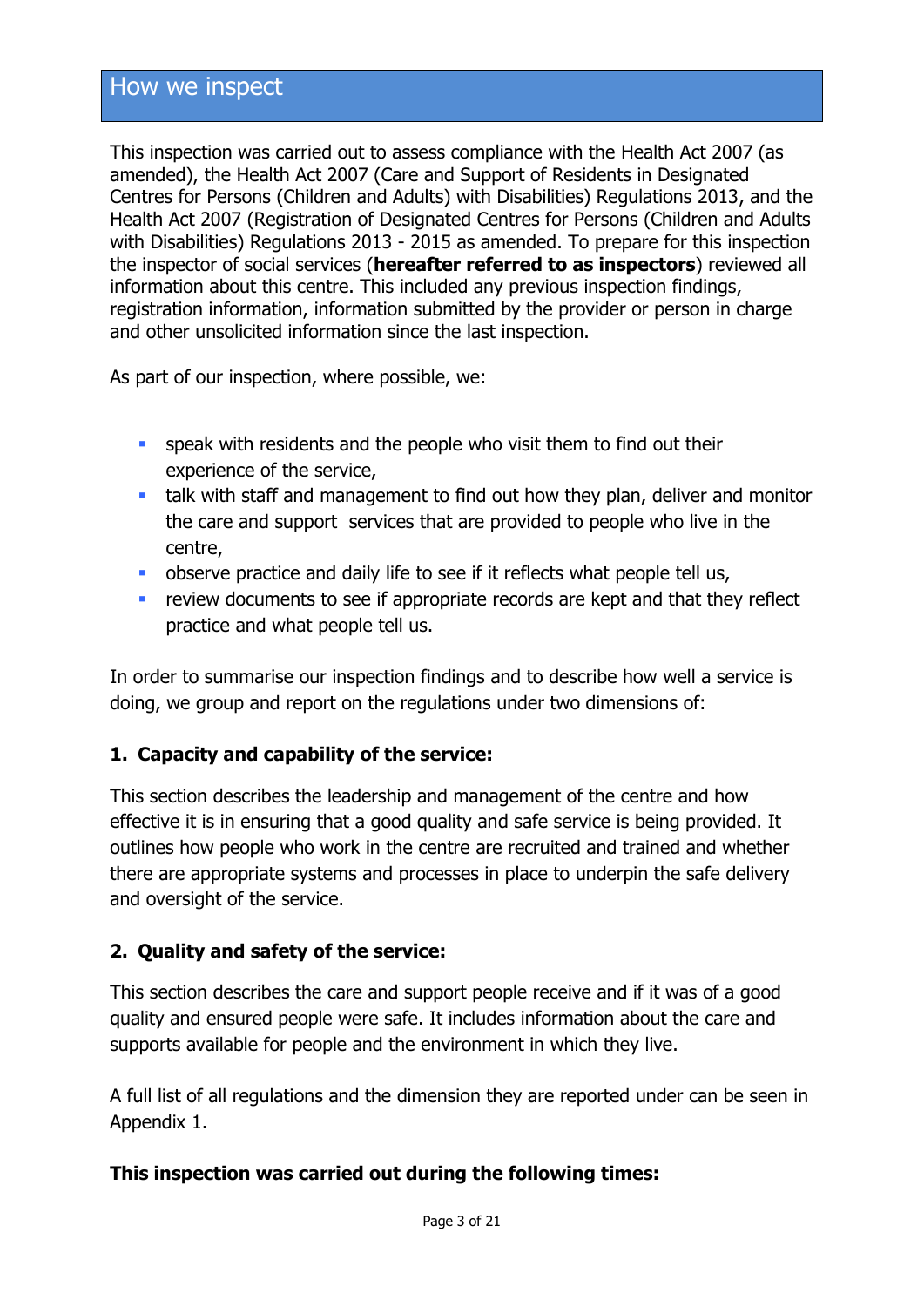## How we inspect

This inspection was carried out to assess compliance with the Health Act 2007 (as amended), the Health Act 2007 (Care and Support of Residents in Designated Centres for Persons (Children and Adults) with Disabilities) Regulations 2013, and the Health Act 2007 (Registration of Designated Centres for Persons (Children and Adults with Disabilities) Regulations 2013 - 2015 as amended. To prepare for this inspection the inspector of social services (**hereafter referred to as inspectors**) reviewed all information about this centre. This included any previous inspection findings, registration information, information submitted by the provider or person in charge and other unsolicited information since the last inspection.

As part of our inspection, where possible, we:

- speak with residents and the people who visit them to find out their experience of the service,
- talk with staff and management to find out how they plan, deliver and monitor the care and support services that are provided to people who live in the centre,
- observe practice and daily life to see if it reflects what people tell us,
- review documents to see if appropriate records are kept and that they reflect practice and what people tell us.

In order to summarise our inspection findings and to describe how well a service is doing, we group and report on the regulations under two dimensions of:

**1. Capacity and capability of the service:**

This section describes the leadership and management of the centre and how effective it is in ensuring that a good quality and safe service is being provided. It outlines how people who work in the centre are recruited and trained and whether there are appropriate systems and processes in place to underpin the safe delivery and oversight of the service.

**2. Quality and safety of the service:**

This section describes the care and support people receive and if it was of a good quality and ensured people were safe. It includes information about the care and supports available for people and the environment in which they live.

A full list of all regulations and the dimension they are reported under can be seen in Appendix 1.

**This inspection was carried out during the following times:**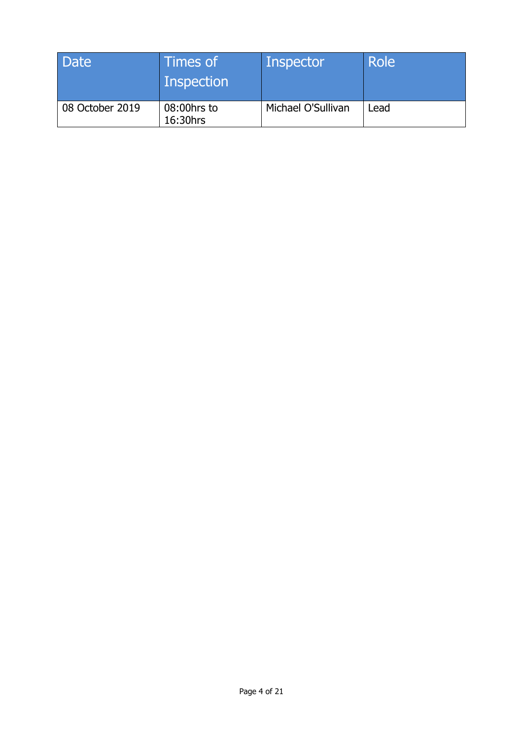| Date | Times of Inspection | Inspector | Role |
| --- | --- | --- | --- |
| 08 October 2019 | 08:00hrs to 16:30hrs | Michael O'Sullivan | Lead |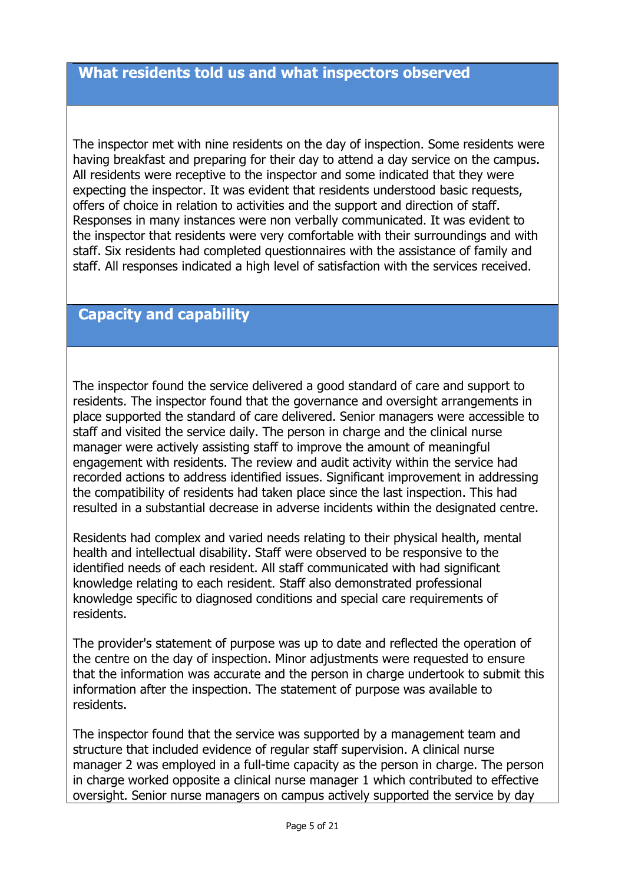## What residents told us and what inspectors observed

The inspector met with nine residents on the day of inspection. Some residents were having breakfast and preparing for their day to attend a day service on the campus. All residents were receptive to the inspector and some indicated that they were expecting the inspector. It was evident that residents understood basic requests, offers of choice in relation to activities and the support and direction of staff. Responses in many instances were non verbally communicated. It was evident to the inspector that residents were very comfortable with their surroundings and with staff. Six residents had completed questionnaires with the assistance of family and staff. All responses indicated a high level of satisfaction with the services received.

## Capacity and capability

The inspector found the service delivered a good standard of care and support to residents. The inspector found that the governance and oversight arrangements in place supported the standard of care delivered. Senior managers were accessible to staff and visited the service daily. The person in charge and the clinical nurse manager were actively assisting staff to improve the amount of meaningful engagement with residents. The review and audit activity within the service had recorded actions to address identified issues. Significant improvement in addressing the compatibility of residents had taken place since the last inspection. This had resulted in a substantial decrease in adverse incidents within the designated centre.

Residents had complex and varied needs relating to their physical health, mental health and intellectual disability. Staff were observed to be responsive to the identified needs of each resident. All staff communicated with had significant knowledge relating to each resident. Staff also demonstrated professional knowledge specific to diagnosed conditions and special care requirements of residents.

The provider's statement of purpose was up to date and reflected the operation of the centre on the day of inspection. Minor adjustments were requested to ensure that the information was accurate and the person in charge undertook to submit this information after the inspection. The statement of purpose was available to residents.

The inspector found that the service was supported by a management team and structure that included evidence of regular staff supervision. A clinical nurse manager 2 was employed in a full-time capacity as the person in charge. The person in charge worked opposite a clinical nurse manager 1 which contributed to effective oversight. Senior nurse managers on campus actively supported the service by day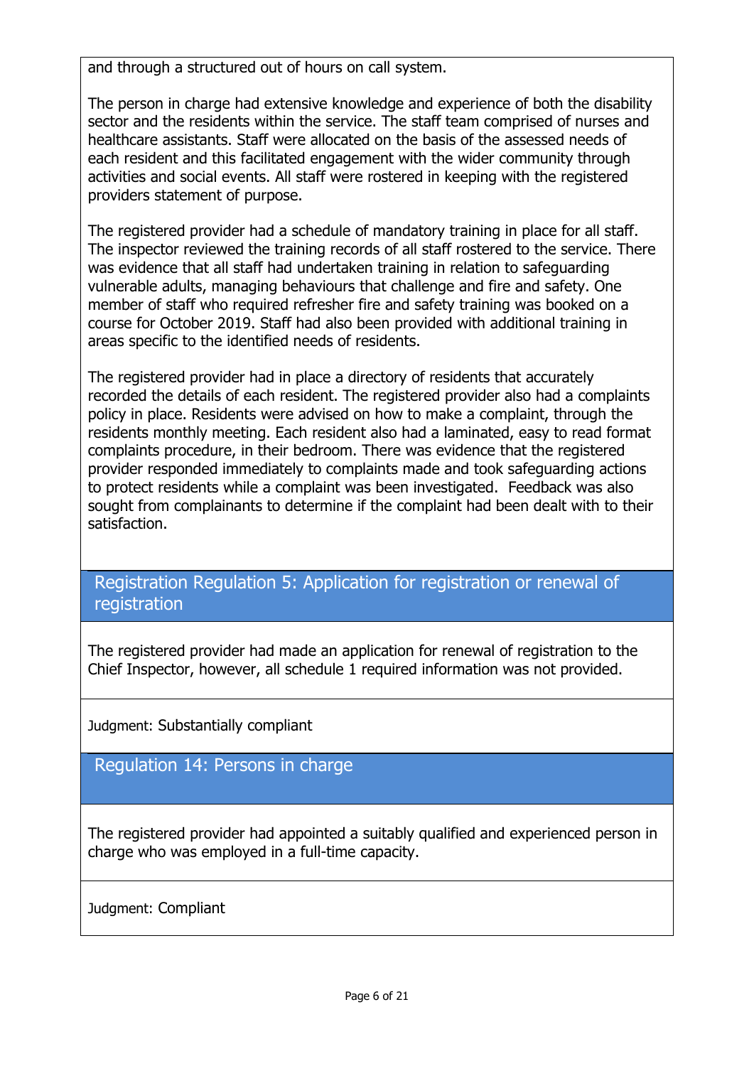and through a structured out of hours on call system.

The person in charge had extensive knowledge and experience of both the disability sector and the residents within the service. The staff team comprised of nurses and healthcare assistants. Staff were allocated on the basis of the assessed needs of each resident and this facilitated engagement with the wider community through activities and social events. All staff were rostered in keeping with the registered providers statement of purpose.

The registered provider had a schedule of mandatory training in place for all staff. The inspector reviewed the training records of all staff rostered to the service. There was evidence that all staff had undertaken training in relation to safeguarding vulnerable adults, managing behaviours that challenge and fire and safety. One member of staff who required refresher fire and safety training was booked on a course for October 2019. Staff had also been provided with additional training in areas specific to the identified needs of residents.

The registered provider had in place a directory of residents that accurately recorded the details of each resident. The registered provider also had a complaints policy in place. Residents were advised on how to make a complaint, through the residents monthly meeting. Each resident also had a laminated, easy to read format complaints procedure, in their bedroom. There was evidence that the registered provider responded immediately to complaints made and took safeguarding actions to protect residents while a complaint was been investigated. Feedback was also sought from complainants to determine if the complaint had been dealt with to their satisfaction.

## Registration Regulation 5: Application for registration or renewal of registration

The registered provider had made an application for renewal of registration to the Chief Inspector, however, all schedule 1 required information was not provided.

Judgment: Substantially compliant

## Regulation 14: Persons in charge

The registered provider had appointed a suitably qualified and experienced person in charge who was employed in a full-time capacity.

Judgment: Compliant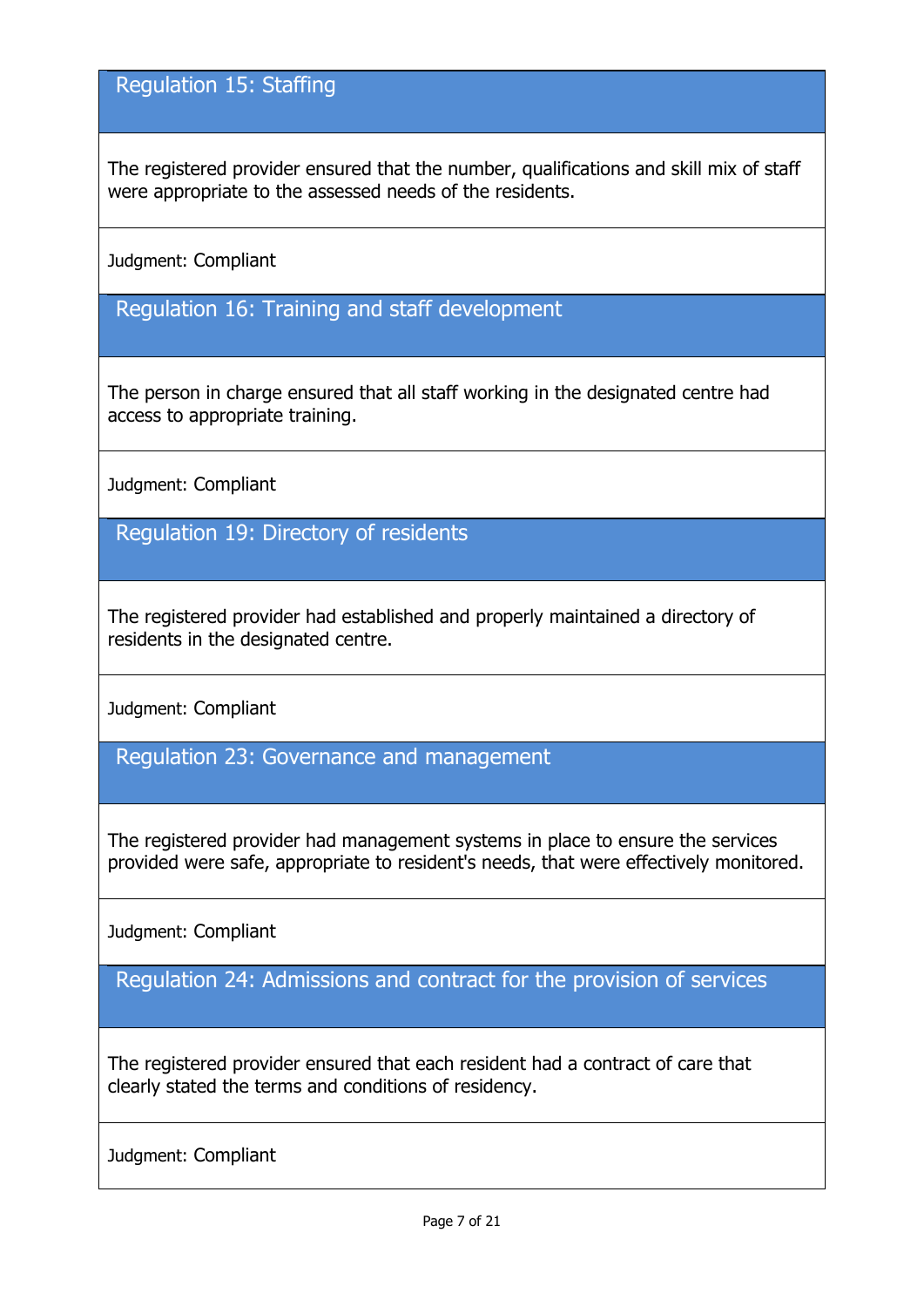## Regulation 15: Staffing

The registered provider ensured that the number, qualifications and skill mix of staff were appropriate to the assessed needs of the residents.

Judgment: Compliant

## Regulation 16: Training and staff development

The person in charge ensured that all staff working in the designated centre had access to appropriate training.

Judgment: Compliant

## Regulation 19: Directory of residents

The registered provider had established and properly maintained a directory of residents in the designated centre.

Judgment: Compliant

## Regulation 23: Governance and management

The registered provider had management systems in place to ensure the services provided were safe, appropriate to resident's needs, that were effectively monitored.

Judgment: Compliant

## Regulation 24: Admissions and contract for the provision of services

The registered provider ensured that each resident had a contract of care that clearly stated the terms and conditions of residency.

Judgment: Compliant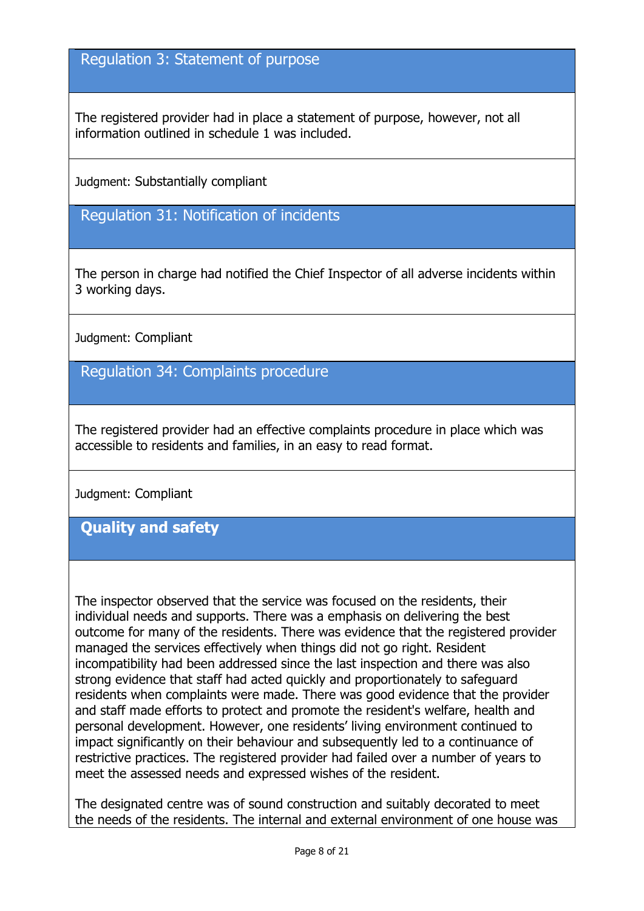## Regulation 3: Statement of purpose

The registered provider had in place a statement of purpose, however, not all information outlined in schedule 1 was included.

Judgment: Substantially compliant

## Regulation 31: Notification of incidents

The person in charge had notified the Chief Inspector of all adverse incidents within 3 working days.

Judgment: Compliant

## Regulation 34: Complaints procedure

The registered provider had an effective complaints procedure in place which was accessible to residents and families, in an easy to read format.

Judgment: Compliant

## **Quality and safety**

The inspector observed that the service was focused on the residents, their individual needs and supports. There was a emphasis on delivering the best outcome for many of the residents. There was evidence that the registered provider managed the services effectively when things did not go right. Resident incompatibility had been addressed since the last inspection and there was also strong evidence that staff had acted quickly and proportionately to safeguard residents when complaints were made. There was good evidence that the provider and staff made efforts to protect and promote the resident's welfare, health and personal development. However, one residents’ living environment continued to impact significantly on their behaviour and subsequently led to a continuance of restrictive practices. The registered provider had failed over a number of years to meet the assessed needs and expressed wishes of the resident.

The designated centre was of sound construction and suitably decorated to meet the needs of the residents. The internal and external environment of one house was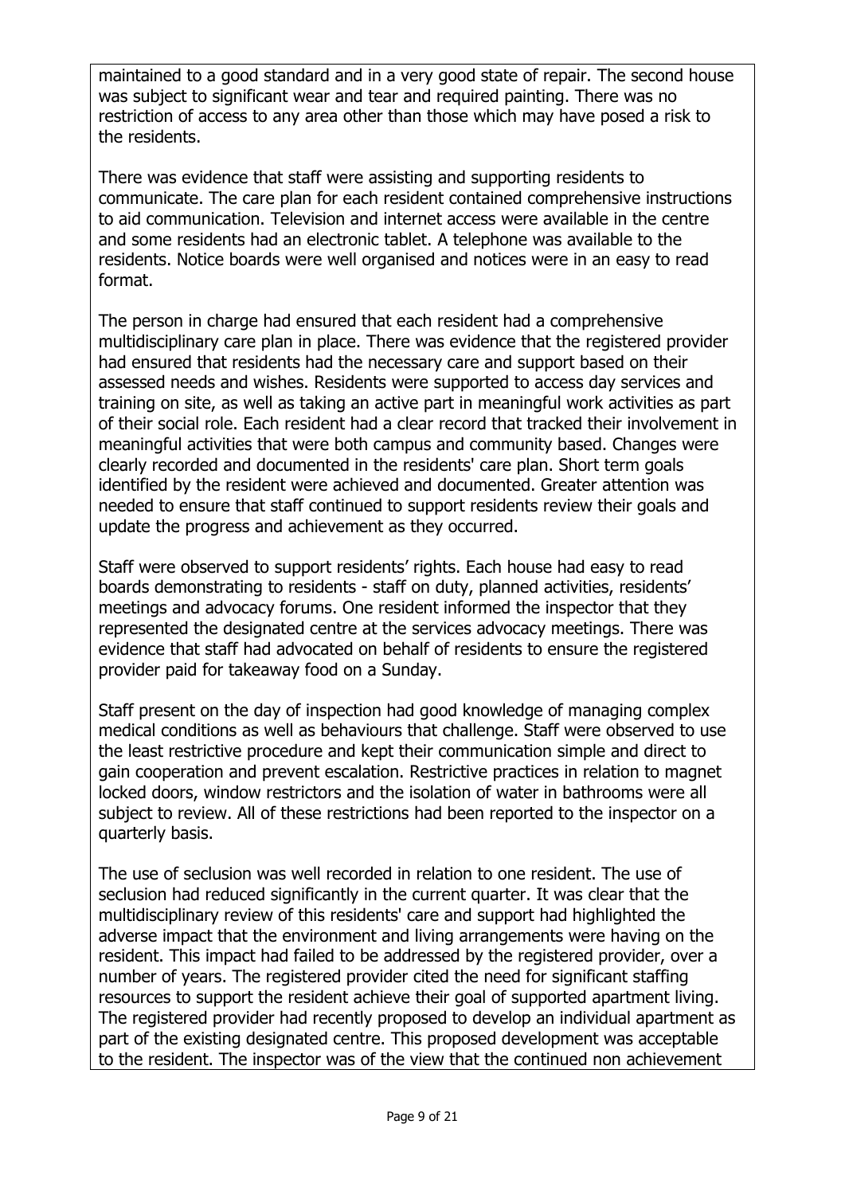maintained to a good standard and in a very good state of repair. The second house was subject to significant wear and tear and required painting. There was no restriction of access to any area other than those which may have posed a risk to the residents.

There was evidence that staff were assisting and supporting residents to communicate. The care plan for each resident contained comprehensive instructions to aid communication. Television and internet access were available in the centre and some residents had an electronic tablet. A telephone was available to the residents. Notice boards were well organised and notices were in an easy to read format.

The person in charge had ensured that each resident had a comprehensive multidisciplinary care plan in place. There was evidence that the registered provider had ensured that residents had the necessary care and support based on their assessed needs and wishes. Residents were supported to access day services and training on site, as well as taking an active part in meaningful work activities as part of their social role. Each resident had a clear record that tracked their involvement in meaningful activities that were both campus and community based. Changes were clearly recorded and documented in the residents' care plan. Short term goals identified by the resident were achieved and documented. Greater attention was needed to ensure that staff continued to support residents review their goals and update the progress and achievement as they occurred.

Staff were observed to support residents' rights. Each house had easy to read boards demonstrating to residents - staff on duty, planned activities, residents' meetings and advocacy forums. One resident informed the inspector that they represented the designated centre at the services advocacy meetings. There was evidence that staff had advocated on behalf of residents to ensure the registered provider paid for takeaway food on a Sunday.

Staff present on the day of inspection had good knowledge of managing complex medical conditions as well as behaviours that challenge. Staff were observed to use the least restrictive procedure and kept their communication simple and direct to gain cooperation and prevent escalation. Restrictive practices in relation to magnet locked doors, window restrictors and the isolation of water in bathrooms were all subject to review. All of these restrictions had been reported to the inspector on a quarterly basis.

The use of seclusion was well recorded in relation to one resident. The use of seclusion had reduced significantly in the current quarter. It was clear that the multidisciplinary review of this residents' care and support had highlighted the adverse impact that the environment and living arrangements were having on the resident. This impact had failed to be addressed by the registered provider, over a number of years. The registered provider cited the need for significant staffing resources to support the resident achieve their goal of supported apartment living. The registered provider had recently proposed to develop an individual apartment as part of the existing designated centre. This proposed development was acceptable to the resident. The inspector was of the view that the continued non achievement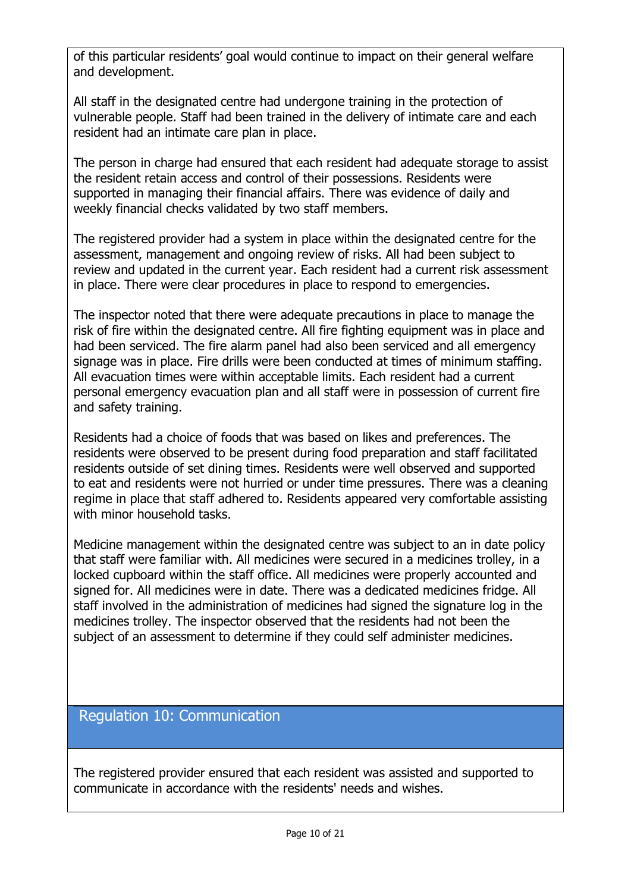of this particular residents' goal would continue to impact on their general welfare and development.

All staff in the designated centre had undergone training in the protection of vulnerable people. Staff had been trained in the delivery of intimate care and each resident had an intimate care plan in place.

The person in charge had ensured that each resident had adequate storage to assist the resident retain access and control of their possessions. Residents were supported in managing their financial affairs. There was evidence of daily and weekly financial checks validated by two staff members.

The registered provider had a system in place within the designated centre for the assessment, management and ongoing review of risks. All had been subject to review and updated in the current year. Each resident had a current risk assessment in place. There were clear procedures in place to respond to emergencies.

The inspector noted that there were adequate precautions in place to manage the risk of fire within the designated centre. All fire fighting equipment was in place and had been serviced. The fire alarm panel had also been serviced and all emergency signage was in place. Fire drills were been conducted at times of minimum staffing. All evacuation times were within acceptable limits. Each resident had a current personal emergency evacuation plan and all staff were in possession of current fire and safety training.

Residents had a choice of foods that was based on likes and preferences. The residents were observed to be present during food preparation and staff facilitated residents outside of set dining times. Residents were well observed and supported to eat and residents were not hurried or under time pressures. There was a cleaning regime in place that staff adhered to. Residents appeared very comfortable assisting with minor household tasks.

Medicine management within the designated centre was subject to an in date policy that staff were familiar with. All medicines were secured in a medicines trolley, in a locked cupboard within the staff office. All medicines were properly accounted and signed for. All medicines were in date. There was a dedicated medicines fridge. All staff involved in the administration of medicines had signed the signature log in the medicines trolley. The inspector observed that the residents had not been the subject of an assessment to determine if they could self administer medicines.

## Regulation 10: Communication

The registered provider ensured that each resident was assisted and supported to communicate in accordance with the residents' needs and wishes.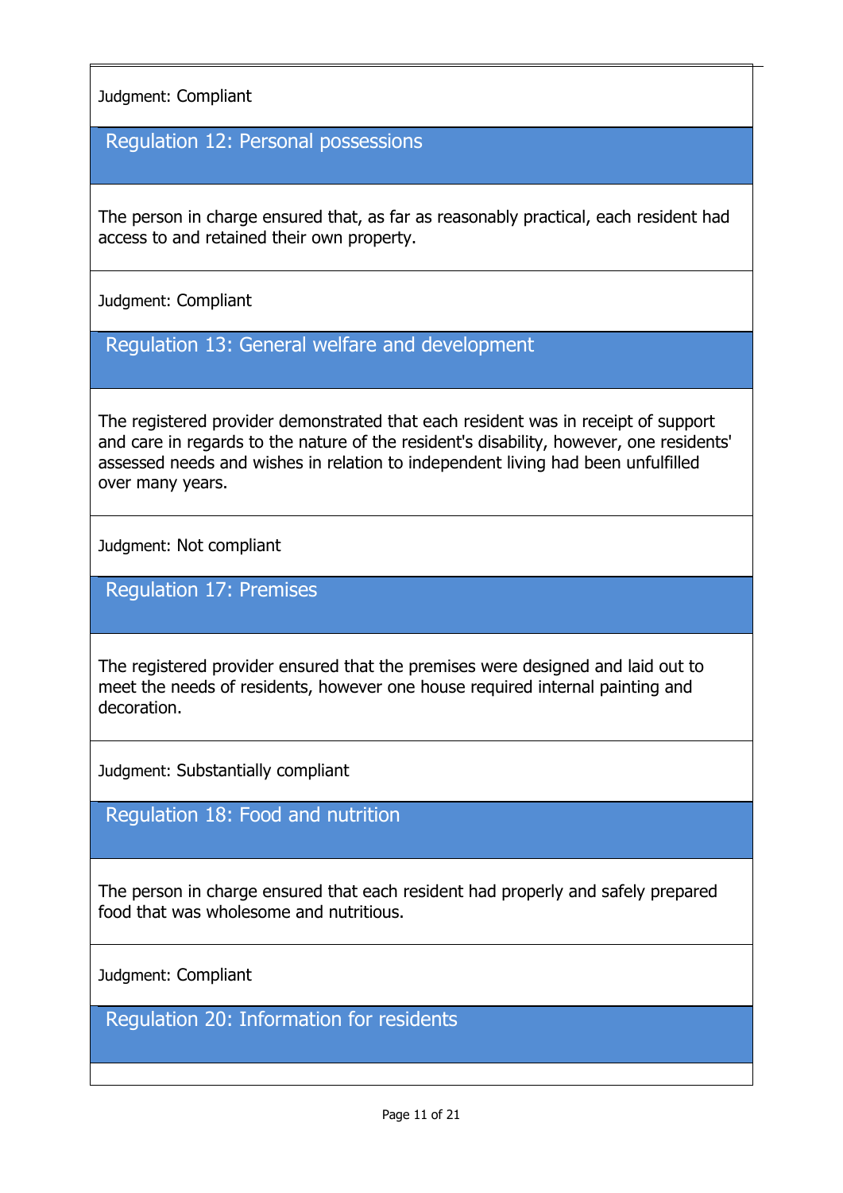Judgment: Compliant

### Regulation 12: Personal possessions

The person in charge ensured that, as far as reasonably practical, each resident had access to and retained their own property.

Judgment: Compliant

### Regulation 13: General welfare and development

The registered provider demonstrated that each resident was in receipt of support and care in regards to the nature of the resident's disability, however, one residents' assessed needs and wishes in relation to independent living had been unfulfilled over many years.

Judgment: Not compliant

### Regulation 17: Premises

The registered provider ensured that the premises were designed and laid out to meet the needs of residents, however one house required internal painting and decoration.

Judgment: Substantially compliant

### Regulation 18: Food and nutrition

The person in charge ensured that each resident had properly and safely prepared food that was wholesome and nutritious.

Judgment: Compliant

### Regulation 20: Information for residents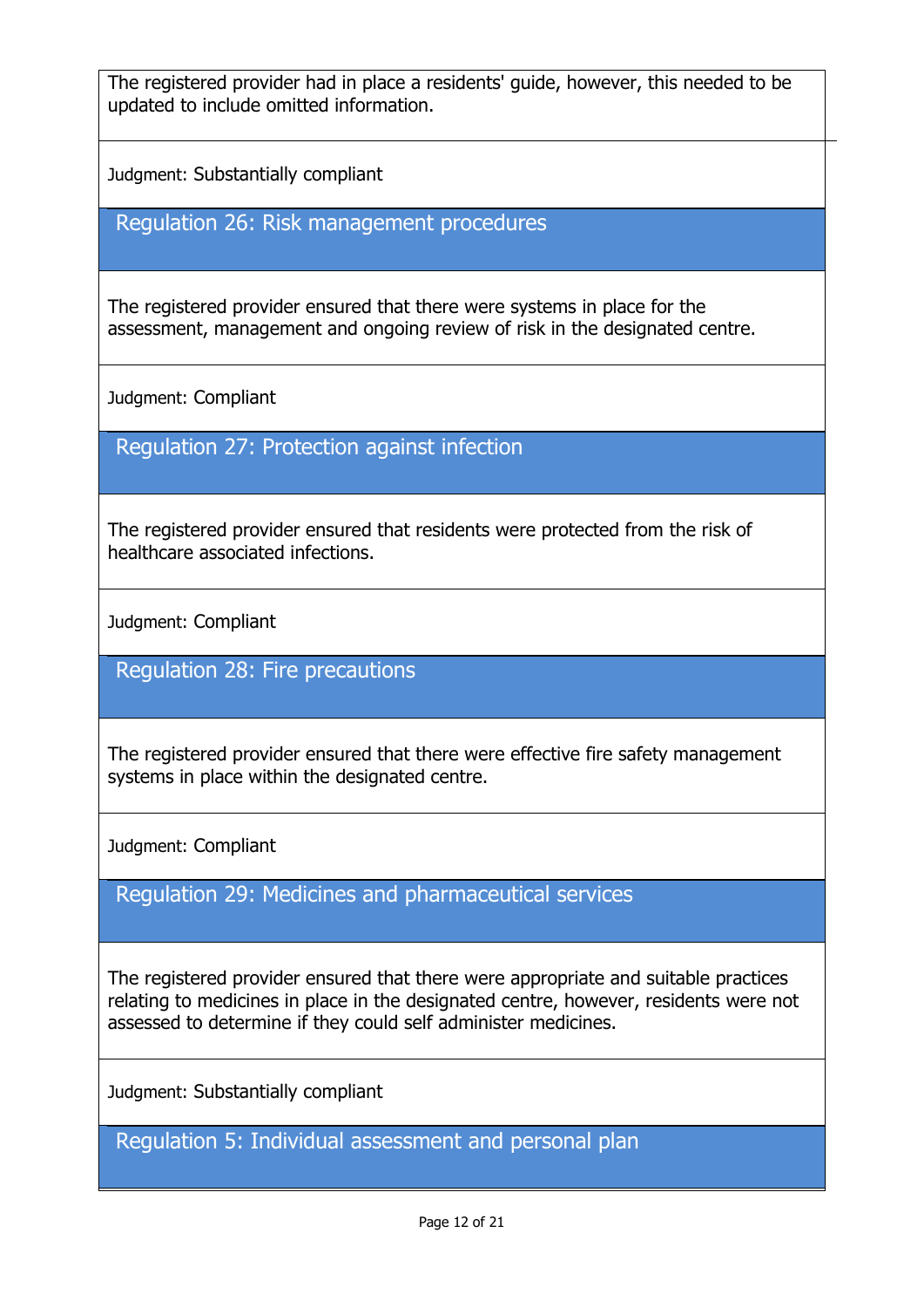The registered provider had in place a residents' guide, however, this needed to be updated to include omitted information.

Judgment: Substantially compliant

## Regulation 26: Risk management procedures

The registered provider ensured that there were systems in place for the assessment, management and ongoing review of risk in the designated centre.

Judgment: Compliant

## Regulation 27: Protection against infection

The registered provider ensured that residents were protected from the risk of healthcare associated infections.

Judgment: Compliant

## Regulation 28: Fire precautions

The registered provider ensured that there were effective fire safety management systems in place within the designated centre.

Judgment: Compliant

## Regulation 29: Medicines and pharmaceutical services

The registered provider ensured that there were appropriate and suitable practices relating to medicines in place in the designated centre, however, residents were not assessed to determine if they could self administer medicines.

Judgment: Substantially compliant

## Regulation 5: Individual assessment and personal plan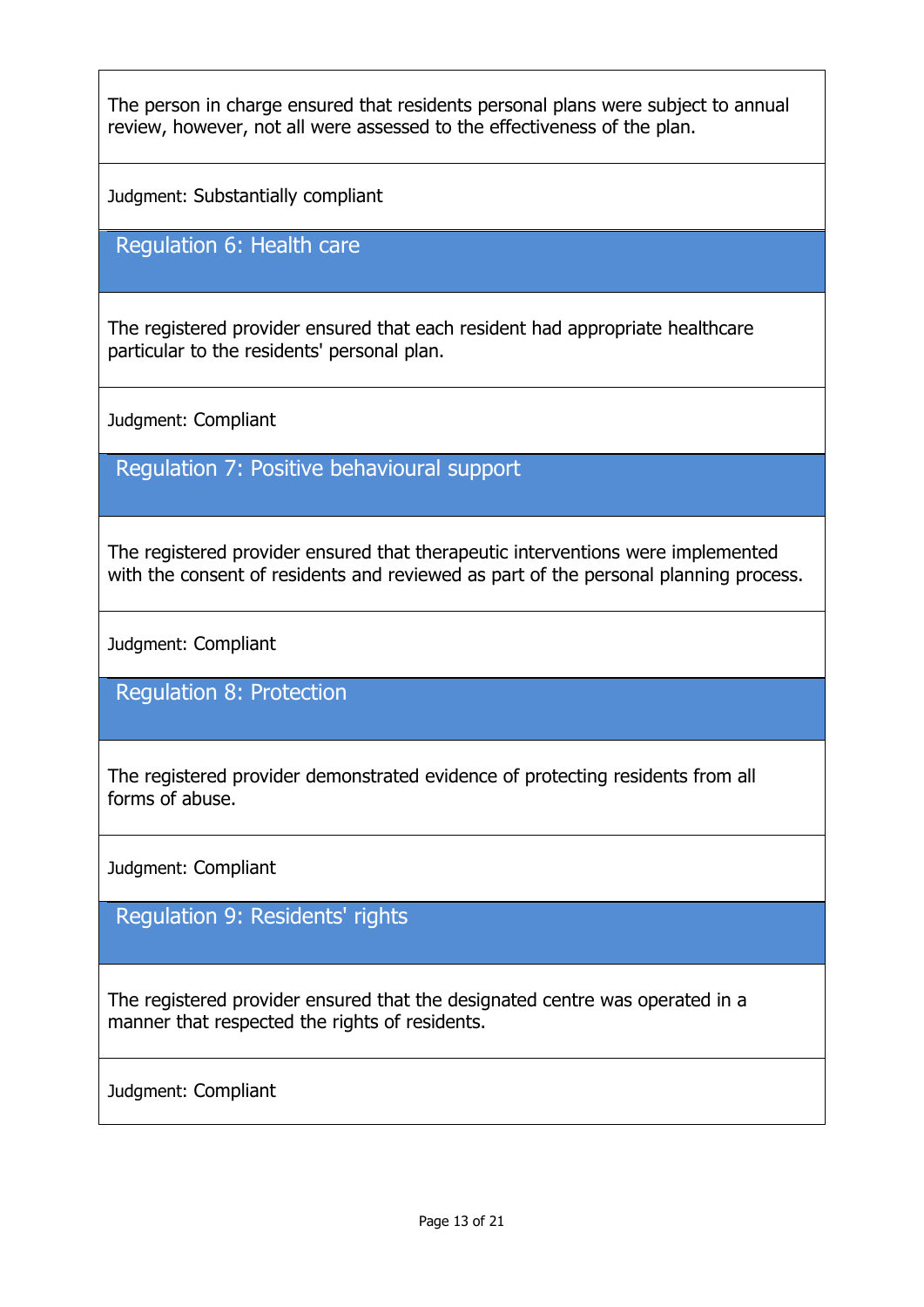The person in charge ensured that residents personal plans were subject to annual review, however, not all were assessed to the effectiveness of the plan.

Judgment: Substantially compliant

### Regulation 6: Health care

The registered provider ensured that each resident had appropriate healthcare particular to the residents' personal plan.

Judgment: Compliant

### Regulation 7: Positive behavioural support

The registered provider ensured that therapeutic interventions were implemented with the consent of residents and reviewed as part of the personal planning process.

Judgment: Compliant

### Regulation 8: Protection

The registered provider demonstrated evidence of protecting residents from all forms of abuse.

Judgment: Compliant

### Regulation 9: Residents' rights

The registered provider ensured that the designated centre was operated in a manner that respected the rights of residents.

Judgment: Compliant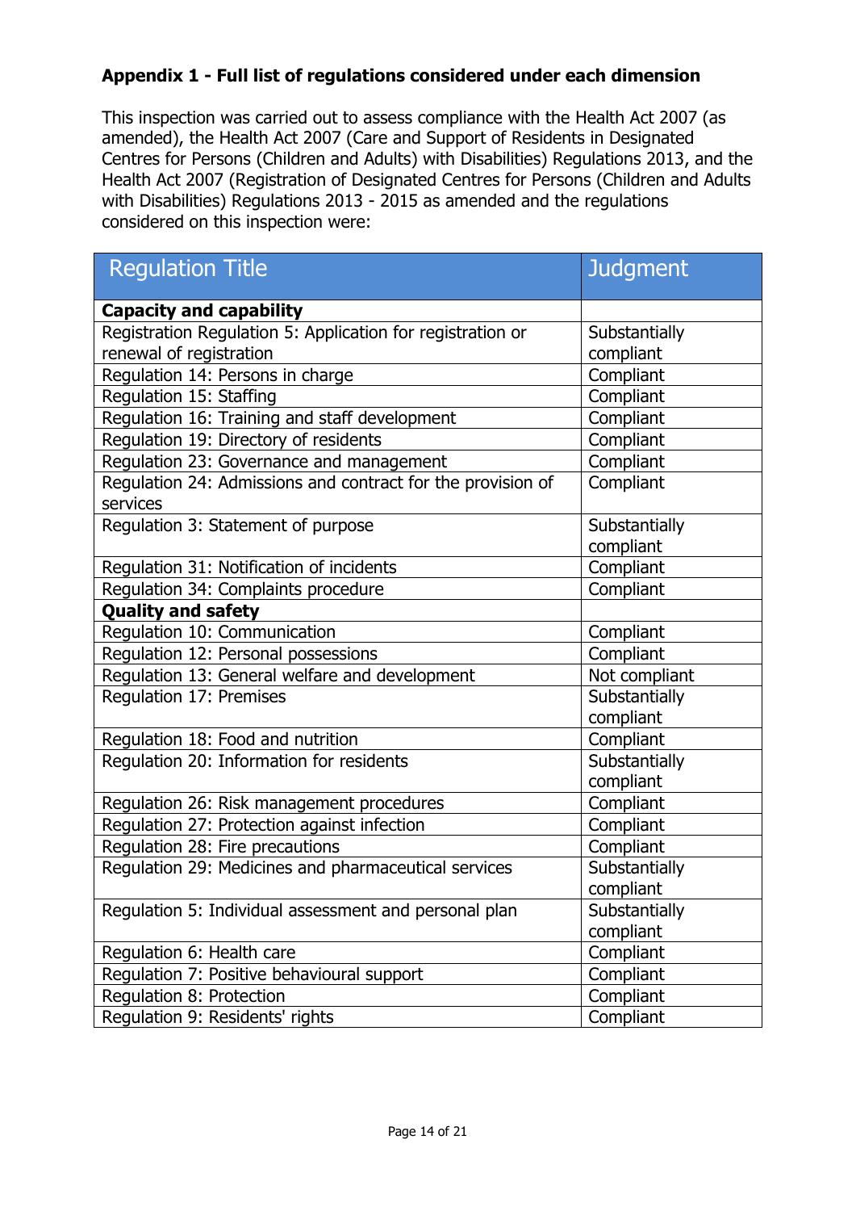### Appendix 1 - Full list of regulations considered under each dimension

This inspection was carried out to assess compliance with the Health Act 2007 (as amended), the Health Act 2007 (Care and Support of Residents in Designated Centres for Persons (Children and Adults) with Disabilities) Regulations 2013, and the Health Act 2007 (Registration of Designated Centres for Persons (Children and Adults with Disabilities) Regulations 2013 - 2015 as amended and the regulations considered on this inspection were:

| Regulation Title | Judgment |
|---|---|
| **Capacity and capability** | |
| Registration Regulation 5: Application for registration or renewal of registration | Substantially compliant |
| Regulation 14: Persons in charge | Compliant |
| Regulation 15: Staffing | Compliant |
| Regulation 16: Training and staff development | Compliant |
| Regulation 19: Directory of residents | Compliant |
| Regulation 23: Governance and management | Compliant |
| Regulation 24: Admissions and contract for the provision of services | Compliant |
| Regulation 3: Statement of purpose | Substantially compliant |
| Regulation 31: Notification of incidents | Compliant |
| Regulation 34: Complaints procedure | Compliant |
| **Quality and safety** | |
| Regulation 10: Communication | Compliant |
| Regulation 12: Personal possessions | Compliant |
| Regulation 13: General welfare and development | Not compliant |
| Regulation 17: Premises | Substantially compliant |
| Regulation 18: Food and nutrition | Compliant |
| Regulation 20: Information for residents | Substantially compliant |
| Regulation 26: Risk management procedures | Compliant |
| Regulation 27: Protection against infection | Compliant |
| Regulation 28: Fire precautions | Compliant |
| Regulation 29: Medicines and pharmaceutical services | Substantially compliant |
| Regulation 5: Individual assessment and personal plan | Substantially compliant |
| Regulation 6: Health care | Compliant |
| Regulation 7: Positive behavioural support | Compliant |
| Regulation 8: Protection | Compliant |
| Regulation 9: Residents' rights | Compliant |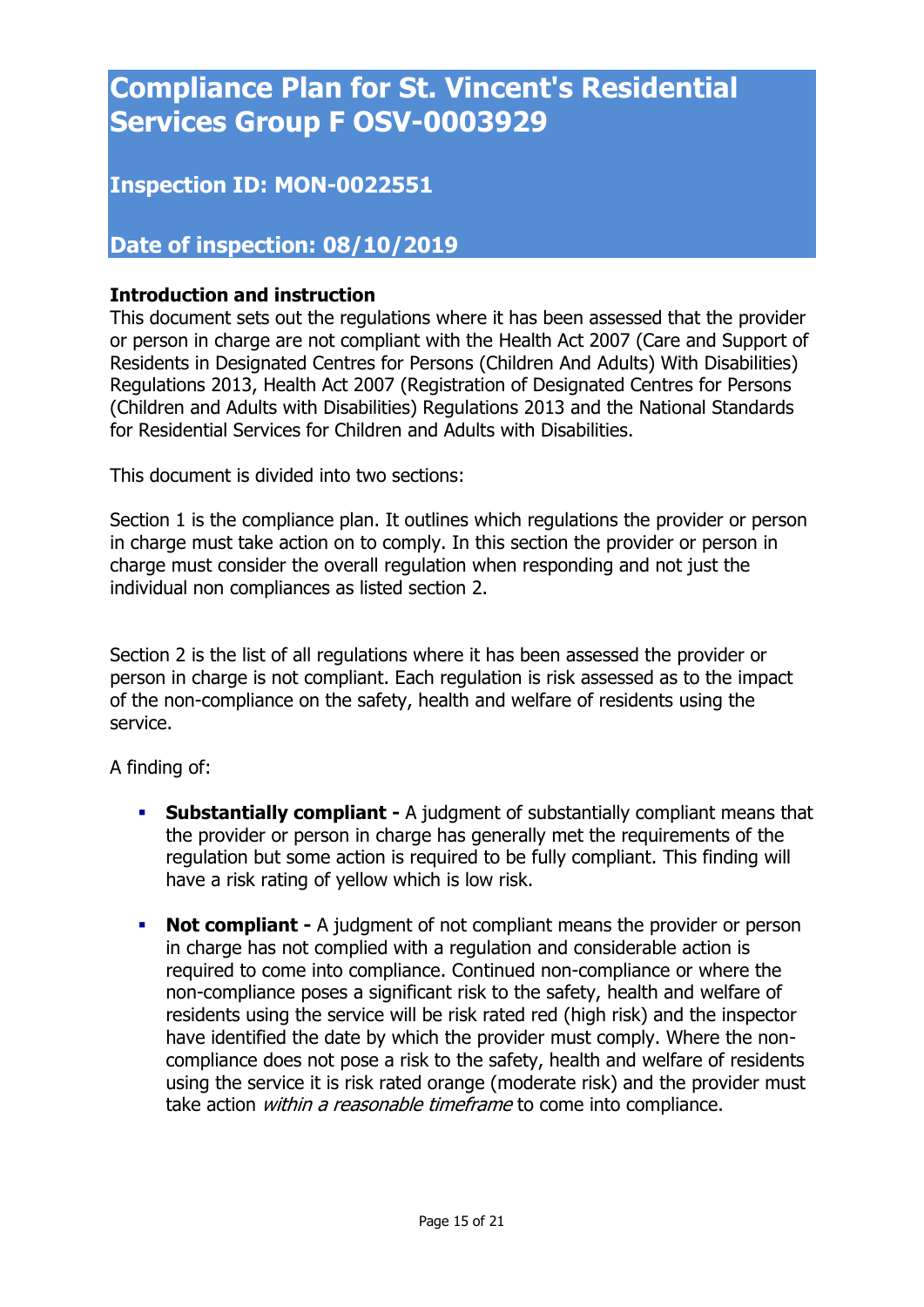# Compliance Plan for St. Vincent's Residential Services Group F OSV-0003929

## Inspection ID: MON-0022551

## Date of inspection: 08/10/2019

**Introduction and instruction**
This document sets out the regulations where it has been assessed that the provider or person in charge are not compliant with the Health Act 2007 (Care and Support of Residents in Designated Centres for Persons (Children And Adults) With Disabilities) Regulations 2013, Health Act 2007 (Registration of Designated Centres for Persons (Children and Adults with Disabilities) Regulations 2013 and the National Standards for Residential Services for Children and Adults with Disabilities.

This document is divided into two sections:

Section 1 is the compliance plan. It outlines which regulations the provider or person in charge must take action on to comply. In this section the provider or person in charge must consider the overall regulation when responding and not just the individual non compliances as listed section 2.

Section 2 is the list of all regulations where it has been assessed the provider or person in charge is not compliant. Each regulation is risk assessed as to the impact of the non-compliance on the safety, health and welfare of residents using the service.

A finding of:

- **Substantially compliant -** A judgment of substantially compliant means that the provider or person in charge has generally met the requirements of the regulation but some action is required to be fully compliant. This finding will have a risk rating of yellow which is low risk.
- **Not compliant -** A judgment of not compliant means the provider or person in charge has not complied with a regulation and considerable action is required to come into compliance. Continued non-compliance or where the non-compliance poses a significant risk to the safety, health and welfare of residents using the service will be risk rated red (high risk) and the inspector have identified the date by which the provider must comply. Where the non-compliance does not pose a risk to the safety, health and welfare of residents using the service it is risk rated orange (moderate risk) and the provider must take action *within a reasonable timeframe* to come into compliance.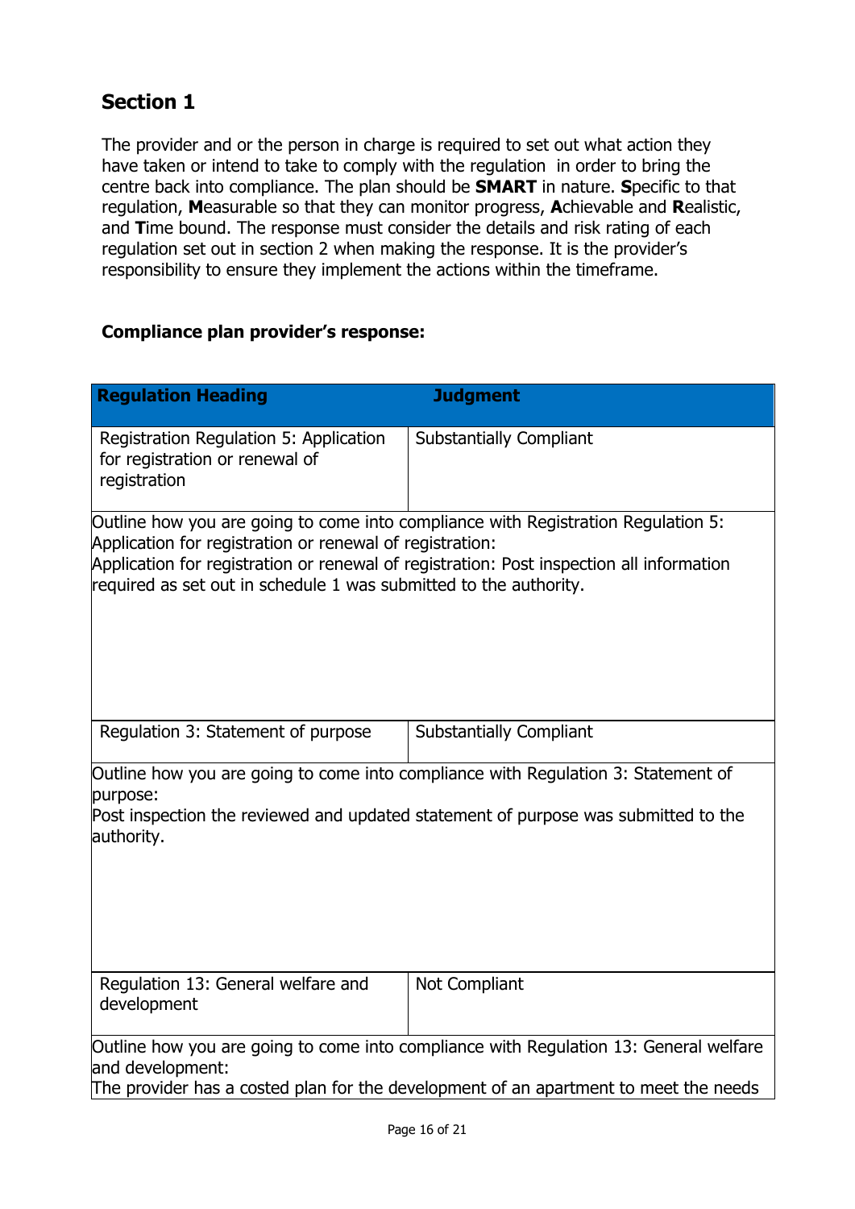## Section 1

The provider and or the person in charge is required to set out what action they have taken or intend to take to comply with the regulation in order to bring the centre back into compliance. The plan should be **SMART** in nature. **S**pecific to that regulation, **M**easurable so that they can monitor progress, **A**chievable and **R**ealistic, and **T**ime bound. The response must consider the details and risk rating of each regulation set out in section 2 when making the response. It is the provider's responsibility to ensure they implement the actions within the timeframe.

**Compliance plan provider's response:**

| Regulation Heading | Judgment |
|---|---|
| Registration Regulation 5: Application for registration or renewal of registration | Substantially Compliant |
| Outline how you are going to come into compliance with Registration Regulation 5: Application for registration or renewal of registration:<br>Application for registration or renewal of registration: Post inspection all information required as set out in schedule 1 was submitted to the authority. | |
| Regulation 3: Statement of purpose | Substantially Compliant |
| Outline how you are going to come into compliance with Regulation 3: Statement of purpose:<br>Post inspection the reviewed and updated statement of purpose was submitted to the authority. | |
| Regulation 13: General welfare and development | Not Compliant |
| Outline how you are going to come into compliance with Regulation 13: General welfare and development:<br>The provider has a costed plan for the development of an apartment to meet the needs | |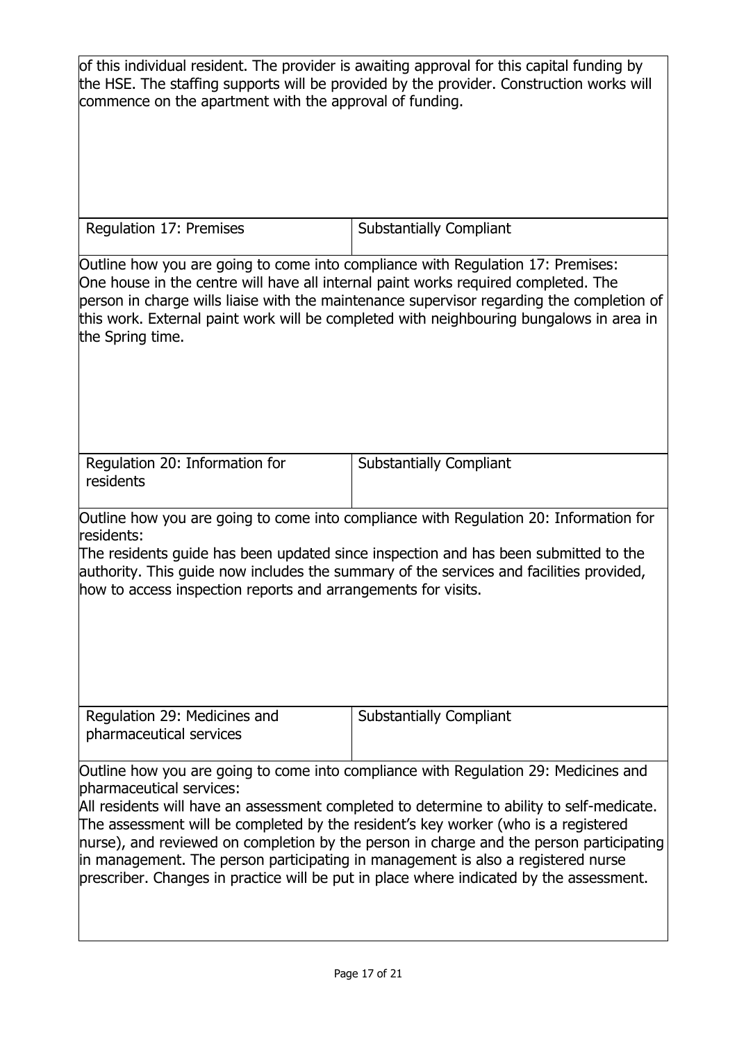of this individual resident. The provider is awaiting approval for this capital funding by the HSE. The staffing supports will be provided by the provider. Construction works will commence on the apartment with the approval of funding.

| Regulation 17: Premises | Substantially Compliant |
| --- | --- |

Outline how you are going to come into compliance with Regulation 17: Premises:
One house in the centre will have all internal paint works required completed. The person in charge wills liaise with the maintenance supervisor regarding the completion of this work. External paint work will be completed with neighbouring bungalows in area in the Spring time.

| Regulation 20: Information for residents | Substantially Compliant |
| --- | --- |

Outline how you are going to come into compliance with Regulation 20: Information for residents:
The residents guide has been updated since inspection and has been submitted to the authority. This guide now includes the summary of the services and facilities provided, how to access inspection reports and arrangements for visits.

| Regulation 29: Medicines and pharmaceutical services | Substantially Compliant |
| --- | --- |

Outline how you are going to come into compliance with Regulation 29: Medicines and pharmaceutical services:
All residents will have an assessment completed to determine to ability to self-medicate. The assessment will be completed by the resident's key worker (who is a registered nurse), and reviewed on completion by the person in charge and the person participating in management. The person participating in management is also a registered nurse prescriber. Changes in practice will be put in place where indicated by the assessment.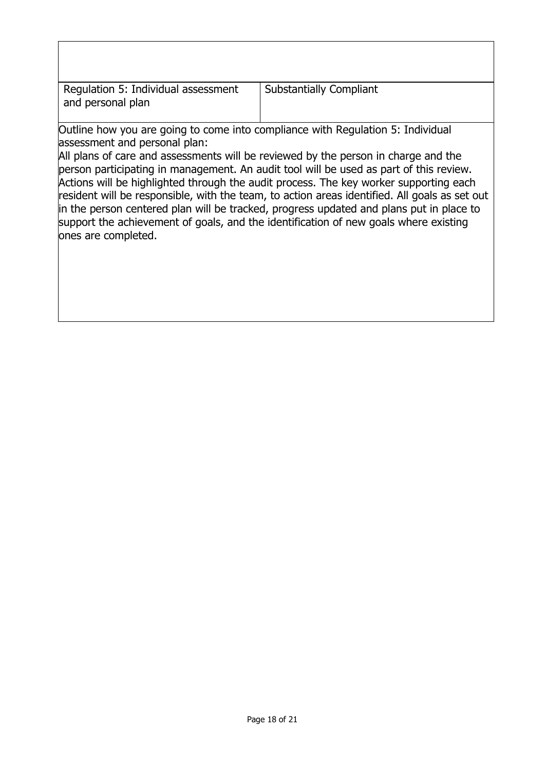| Regulation 5: Individual assessment and personal plan | Substantially Compliant |
| --- | --- |

Outline how you are going to come into compliance with Regulation 5: Individual assessment and personal plan:
All plans of care and assessments will be reviewed by the person in charge and the person participating in management. An audit tool will be used as part of this review. Actions will be highlighted through the audit process. The key worker supporting each resident will be responsible, with the team, to action areas identified. All goals as set out in the person centered plan will be tracked, progress updated and plans put in place to support the achievement of goals, and the identification of new goals where existing ones are completed.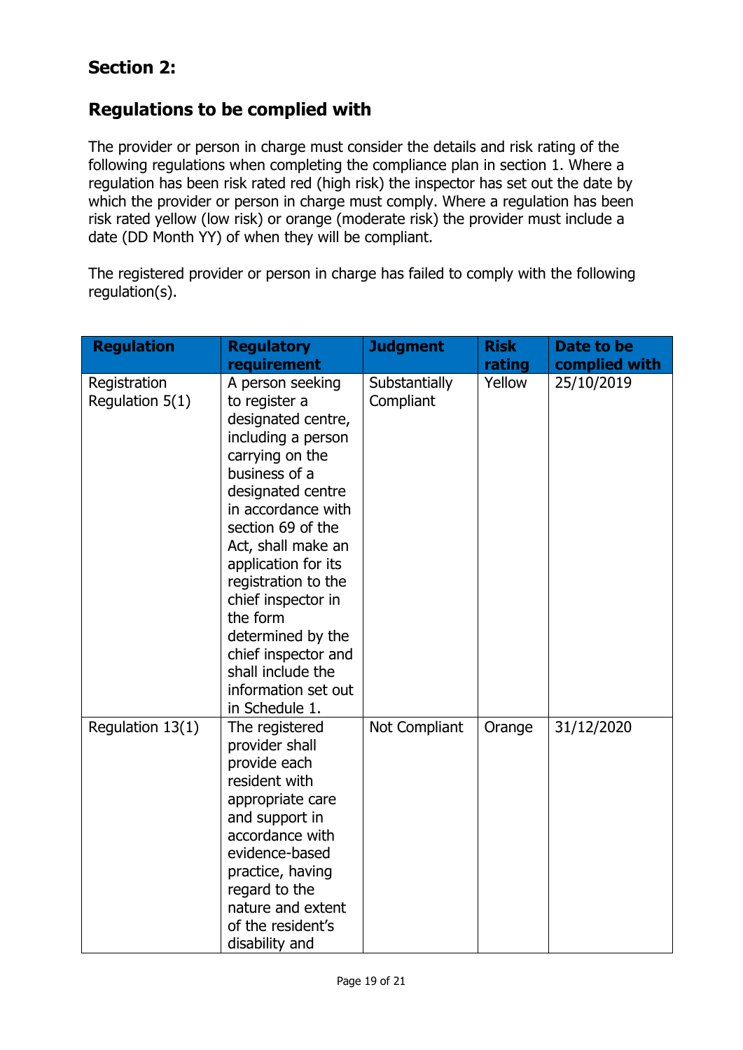## Section 2:

## Regulations to be complied with

The provider or person in charge must consider the details and risk rating of the following regulations when completing the compliance plan in section 1. Where a regulation has been risk rated red (high risk) the inspector has set out the date by which the provider or person in charge must comply. Where a regulation has been risk rated yellow (low risk) or orange (moderate risk) the provider must include a date (DD Month YY) of when they will be compliant.

The registered provider or person in charge has failed to comply with the following regulation(s).

| Regulation | Regulatory requirement | Judgment | Risk rating | Date to be complied with |
|---|---|---|---|---|
| Registration Regulation 5(1) | A person seeking to register a designated centre, including a person carrying on the business of a designated centre in accordance with section 69 of the Act, shall make an application for its registration to the chief inspector in the form determined by the chief inspector and shall include the information set out in Schedule 1. | Substantially Compliant | Yellow | 25/10/2019 |
| Regulation 13(1) | The registered provider shall provide each resident with appropriate care and support in accordance with evidence-based practice, having regard to the nature and extent of the resident's disability and | Not Compliant | Orange | 31/12/2020 |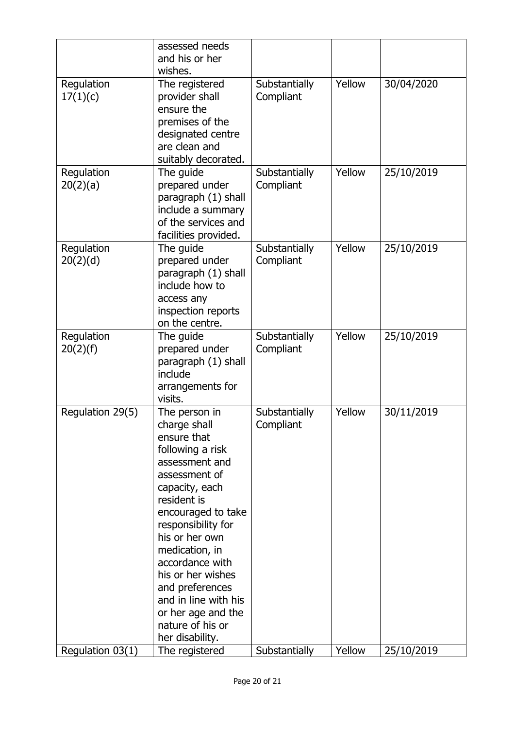| | assessed needs and his or her wishes. | | | |
|---|---|---|---|---|
| Regulation 17(1)(c) | The registered provider shall ensure the premises of the designated centre are clean and suitably decorated. | Substantially Compliant | Yellow | 30/04/2020 |
| Regulation 20(2)(a) | The guide prepared under paragraph (1) shall include a summary of the services and facilities provided. | Substantially Compliant | Yellow | 25/10/2019 |
| Regulation 20(2)(d) | The guide prepared under paragraph (1) shall include how to access any inspection reports on the centre. | Substantially Compliant | Yellow | 25/10/2019 |
| Regulation 20(2)(f) | The guide prepared under paragraph (1) shall include arrangements for visits. | Substantially Compliant | Yellow | 25/10/2019 |
| Regulation 29(5) | The person in charge shall ensure that following a risk assessment and assessment of capacity, each resident is encouraged to take responsibility for his or her own medication, in accordance with his or her wishes and preferences and in line with his or her age and the nature of his or her disability. | Substantially Compliant | Yellow | 30/11/2019 |
| Regulation 03(1) | The registered | Substantially | Yellow | 25/10/2019 |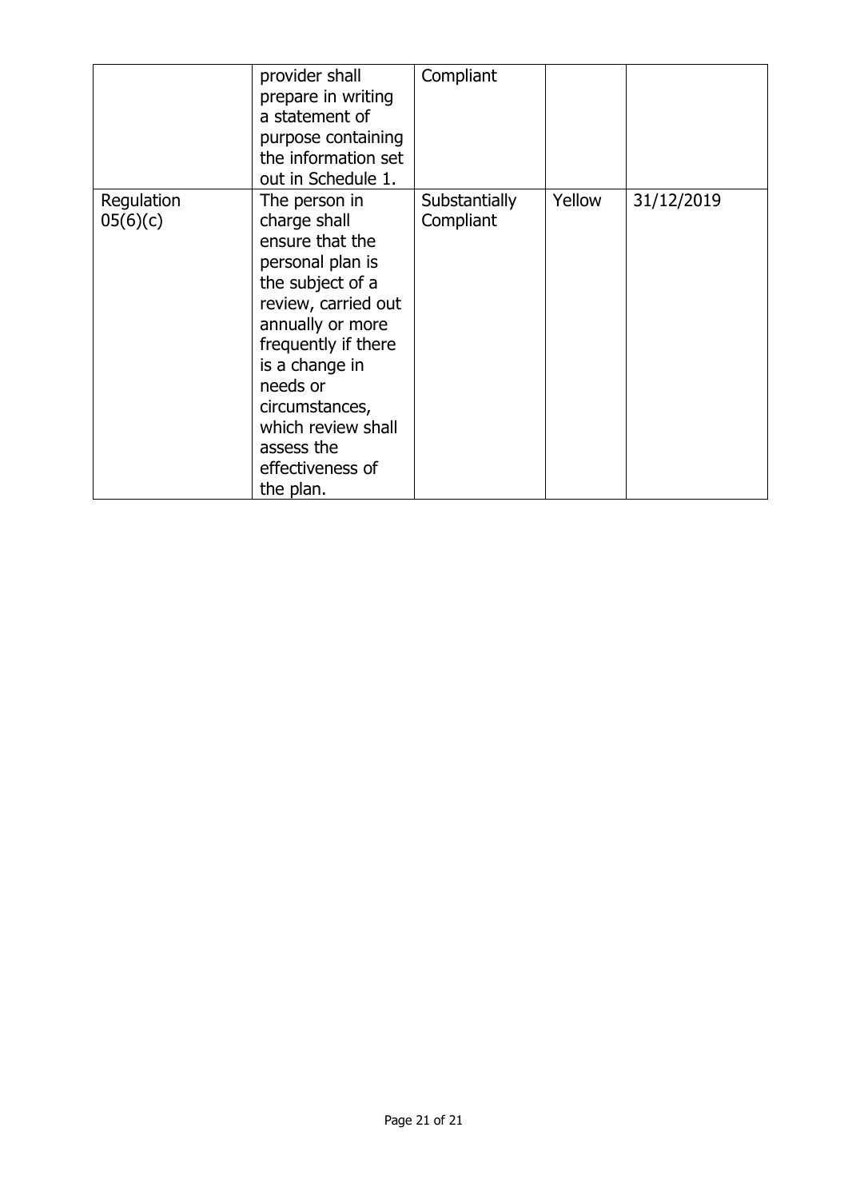| | | | | |
|---|---|---|---|---|
| | provider shall prepare in writing a statement of purpose containing the information set out in Schedule 1. | Compliant | | |
| Regulation 05(6)(c) | The person in charge shall ensure that the personal plan is the subject of a review, carried out annually or more frequently if there is a change in needs or circumstances, which review shall assess the effectiveness of the plan. | Substantially Compliant | Yellow | 31/12/2019 |